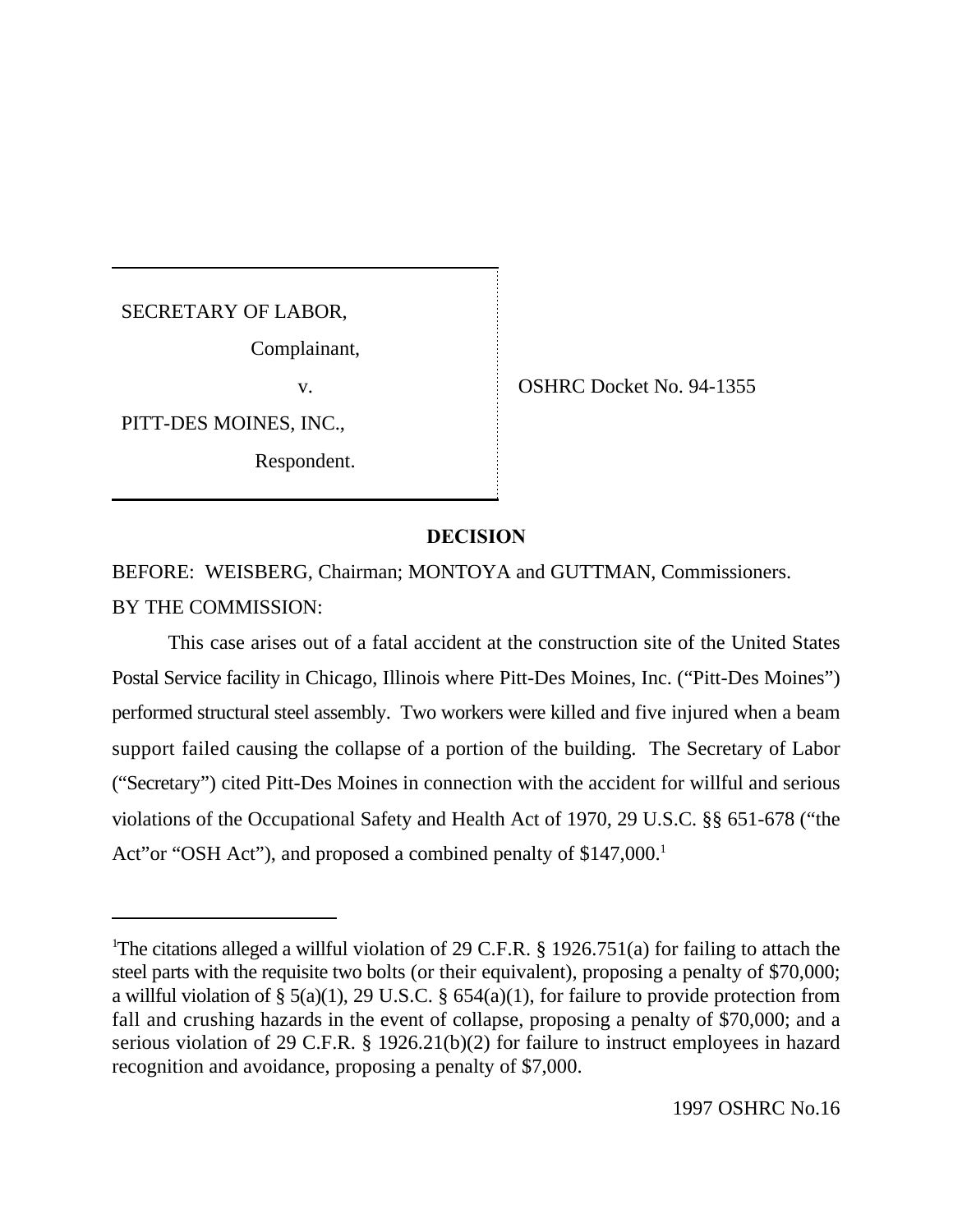SECRETARY OF LABOR,

Complainant,

v.

PITT-DES MOINES, INC.,

Respondent.

OSHRC Docket No. 94-1355

## DECISION

BEFORE: WEISBERG, Chairman; MONTOYA and GUTTMAN, Commissioners.

BY THE COMMISSION:

This case arises out of a fatal accident at the construction site of the United States Postal Service facility in Chicago, Illinois where Pitt-Des Moines, Inc. ("Pitt-Des Moines") performed structural steel assembly. Two workers were killed and five injured when a beam support failed causing the collapse of a portion of the building. The Secretary of Labor ("Secretary") cited Pitt-Des Moines in connection with the accident for willful and serious violations of the Occupational Safety and Health Act of 1970, 29 U.S.C. §§ 651-678 ("the Act"or "OSH Act"), and proposed a combined penalty of $147,000.[1]

---

[1]The citations alleged a willful violation of 29 C.F.R. § 1926.751(a) for failing to attach the steel parts with the requisite two bolts (or their equivalent), proposing a penalty of $70,000; a willful violation of § 5(a)(1), 29 U.S.C. § 654(a)(1), for failure to provide protection from fall and crushing hazards in the event of collapse, proposing a penalty of $70,000; and a serious violation of 29 C.F.R. § 1926.21(b)(2) for failure to instruct employees in hazard recognition and avoidance, proposing a penalty of $7,000.

1997 OSHRC No.16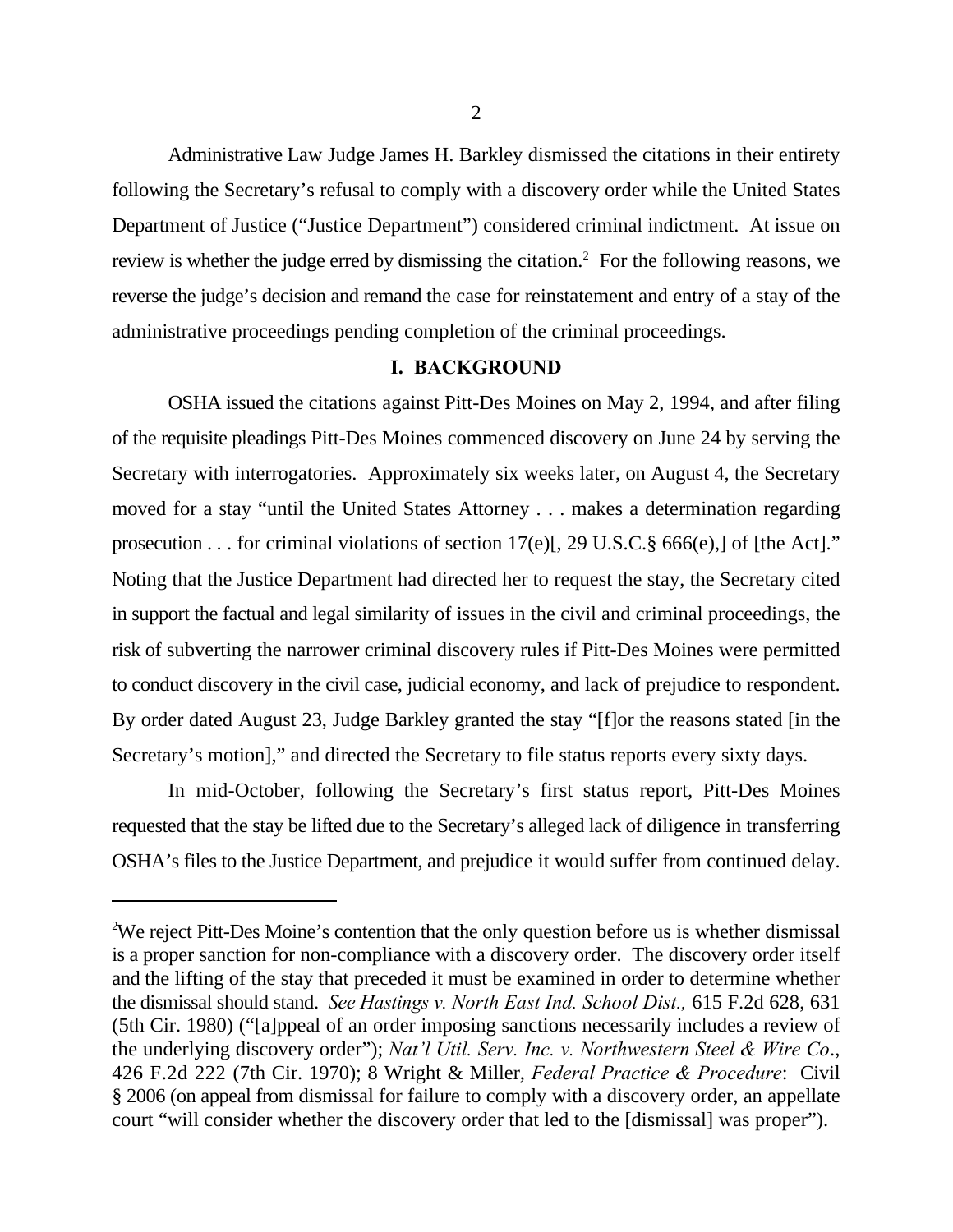Administrative Law Judge James H. Barkley dismissed the citations in their entirety following the Secretary's refusal to comply with a discovery order while the United States Department of Justice ("Justice Department") considered criminal indictment. At issue on review is whether the judge erred by dismissing the citation.[2] For the following reasons, we reverse the judge's decision and remand the case for reinstatement and entry of a stay of the administrative proceedings pending completion of the criminal proceedings.

## I. BACKGROUND

OSHA issued the citations against Pitt-Des Moines on May 2, 1994, and after filing of the requisite pleadings Pitt-Des Moines commenced discovery on June 24 by serving the Secretary with interrogatories. Approximately six weeks later, on August 4, the Secretary moved for a stay "until the United States Attorney . . . makes a determination regarding prosecution . . . for criminal violations of section 17(e)[, 29 U.S.C.§ 666(e),] of [the Act]." Noting that the Justice Department had directed her to request the stay, the Secretary cited in support the factual and legal similarity of issues in the civil and criminal proceedings, the risk of subverting the narrower criminal discovery rules if Pitt-Des Moines were permitted to conduct discovery in the civil case, judicial economy, and lack of prejudice to respondent. By order dated August 23, Judge Barkley granted the stay "[f]or the reasons stated [in the Secretary's motion]," and directed the Secretary to file status reports every sixty days.

In mid-October, following the Secretary's first status report, Pitt-Des Moines requested that the stay be lifted due to the Secretary's alleged lack of diligence in transferring OSHA's files to the Justice Department, and prejudice it would suffer from continued delay.

---

[2] We reject Pitt-Des Moine's contention that the only question before us is whether dismissal is a proper sanction for non-compliance with a discovery order. The discovery order itself and the lifting of the stay that preceded it must be examined in order to determine whether the dismissal should stand. *See Hastings v. North East Ind. School Dist.,* 615 F.2d 628, 631 (5th Cir. 1980) ("[a]ppeal of an order imposing sanctions necessarily includes a review of the underlying discovery order"); *Nat'l Util. Serv. Inc. v. Northwestern Steel & Wire Co*., 426 F.2d 222 (7th Cir. 1970); 8 Wright & Miller, *Federal Practice & Procedure*: Civil § 2006 (on appeal from dismissal for failure to comply with a discovery order, an appellate court "will consider whether the discovery order that led to the [dismissal] was proper").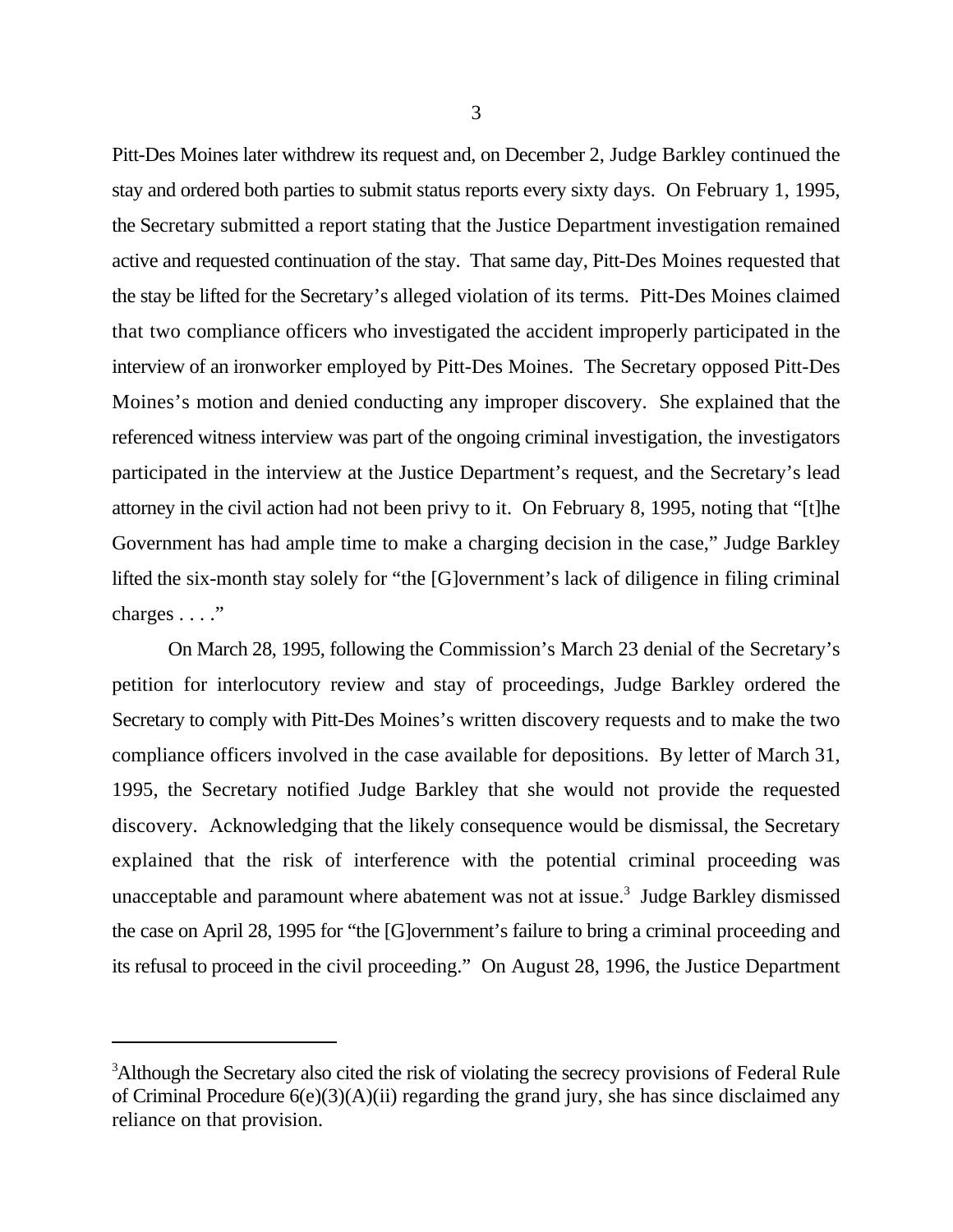Pitt-Des Moines later withdrew its request and, on December 2, Judge Barkley continued the stay and ordered both parties to submit status reports every sixty days. On February 1, 1995, the Secretary submitted a report stating that the Justice Department investigation remained active and requested continuation of the stay. That same day, Pitt-Des Moines requested that the stay be lifted for the Secretary's alleged violation of its terms. Pitt-Des Moines claimed that two compliance officers who investigated the accident improperly participated in the interview of an ironworker employed by Pitt-Des Moines. The Secretary opposed Pitt-Des Moines's motion and denied conducting any improper discovery. She explained that the referenced witness interview was part of the ongoing criminal investigation, the investigators participated in the interview at the Justice Department's request, and the Secretary's lead attorney in the civil action had not been privy to it. On February 8, 1995, noting that "[t]he Government has had ample time to make a charging decision in the case," Judge Barkley lifted the six-month stay solely for "the [G]overnment's lack of diligence in filing criminal charges . . . ."

On March 28, 1995, following the Commission's March 23 denial of the Secretary's petition for interlocutory review and stay of proceedings, Judge Barkley ordered the Secretary to comply with Pitt-Des Moines's written discovery requests and to make the two compliance officers involved in the case available for depositions. By letter of March 31, 1995, the Secretary notified Judge Barkley that she would not provide the requested discovery. Acknowledging that the likely consequence would be dismissal, the Secretary explained that the risk of interference with the potential criminal proceeding was unacceptable and paramount where abatement was not at issue.[3] Judge Barkley dismissed the case on April 28, 1995 for "the [G]overnment's failure to bring a criminal proceeding and its refusal to proceed in the civil proceeding." On August 28, 1996, the Justice Department

---

[3]Although the Secretary also cited the risk of violating the secrecy provisions of Federal Rule of Criminal Procedure 6(e)(3)(A)(ii) regarding the grand jury, she has since disclaimed any reliance on that provision.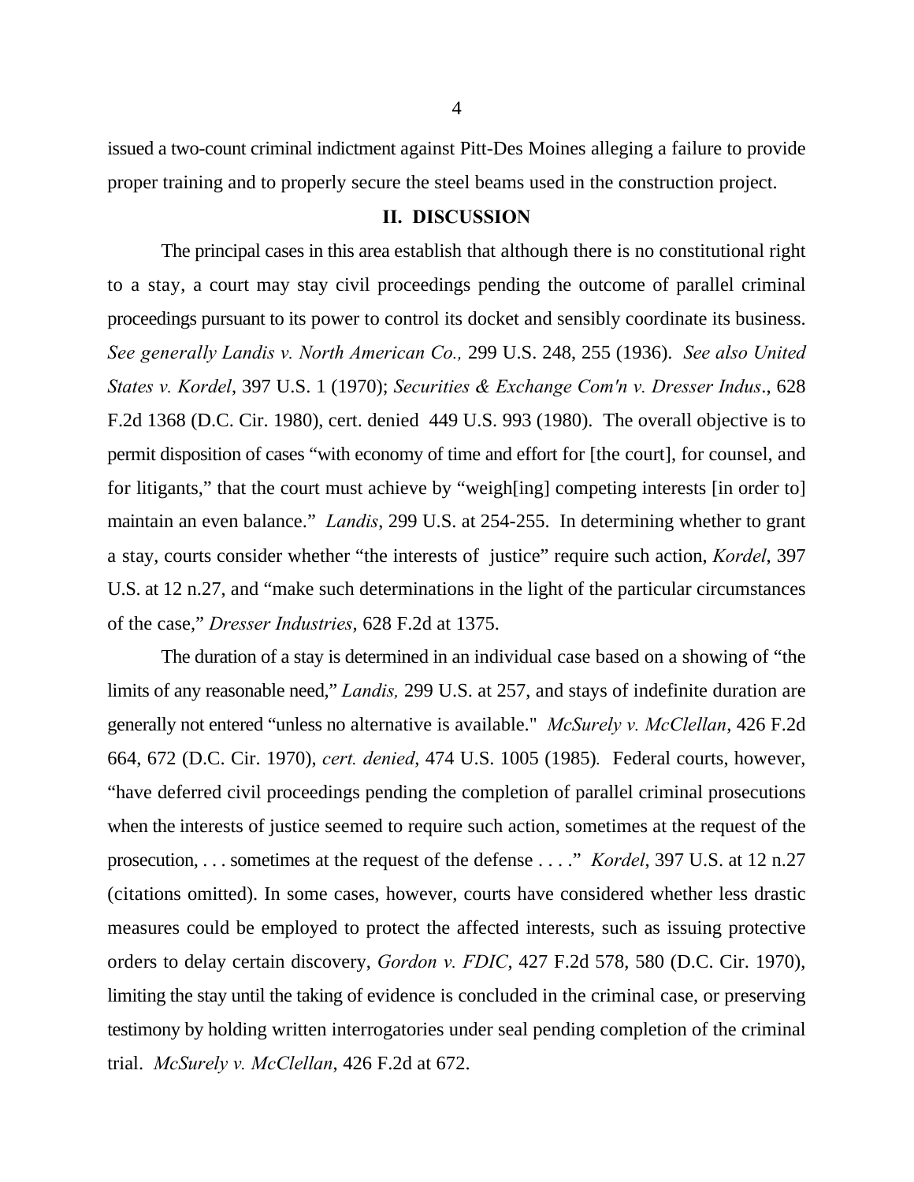issued a two-count criminal indictment against Pitt-Des Moines alleging a failure to provide proper training and to properly secure the steel beams used in the construction project.

## II. DISCUSSION

The principal cases in this area establish that although there is no constitutional right to a stay, a court may stay civil proceedings pending the outcome of parallel criminal proceedings pursuant to its power to control its docket and sensibly coordinate its business. *See generally Landis v. North American Co.,* 299 U.S. 248, 255 (1936). *See also United States v. Kordel*, 397 U.S. 1 (1970); *Securities & Exchange Com'n v. Dresser Indus*., 628 F.2d 1368 (D.C. Cir. 1980), cert. denied 449 U.S. 993 (1980). The overall objective is to permit disposition of cases "with economy of time and effort for [the court], for counsel, and for litigants," that the court must achieve by "weigh[ing] competing interests [in order to] maintain an even balance." *Landis*, 299 U.S. at 254-255. In determining whether to grant a stay, courts consider whether "the interests of justice" require such action, *Kordel*, 397 U.S. at 12 n.27, and "make such determinations in the light of the particular circumstances of the case," *Dresser Industries*, 628 F.2d at 1375.

The duration of a stay is determined in an individual case based on a showing of "the limits of any reasonable need," *Landis,* 299 U.S. at 257, and stays of indefinite duration are generally not entered "unless no alternative is available." *McSurely v. McClellan*, 426 F.2d 664, 672 (D.C. Cir. 1970), *cert. denied*, 474 U.S. 1005 (1985). Federal courts, however, "have deferred civil proceedings pending the completion of parallel criminal prosecutions when the interests of justice seemed to require such action, sometimes at the request of the prosecution, . . . sometimes at the request of the defense . . . ." *Kordel*, 397 U.S. at 12 n.27 (citations omitted). In some cases, however, courts have considered whether less drastic measures could be employed to protect the affected interests, such as issuing protective orders to delay certain discovery, *Gordon v. FDIC*, 427 F.2d 578, 580 (D.C. Cir. 1970), limiting the stay until the taking of evidence is concluded in the criminal case, or preserving testimony by holding written interrogatories under seal pending completion of the criminal trial. *McSurely v. McClellan*, 426 F.2d at 672.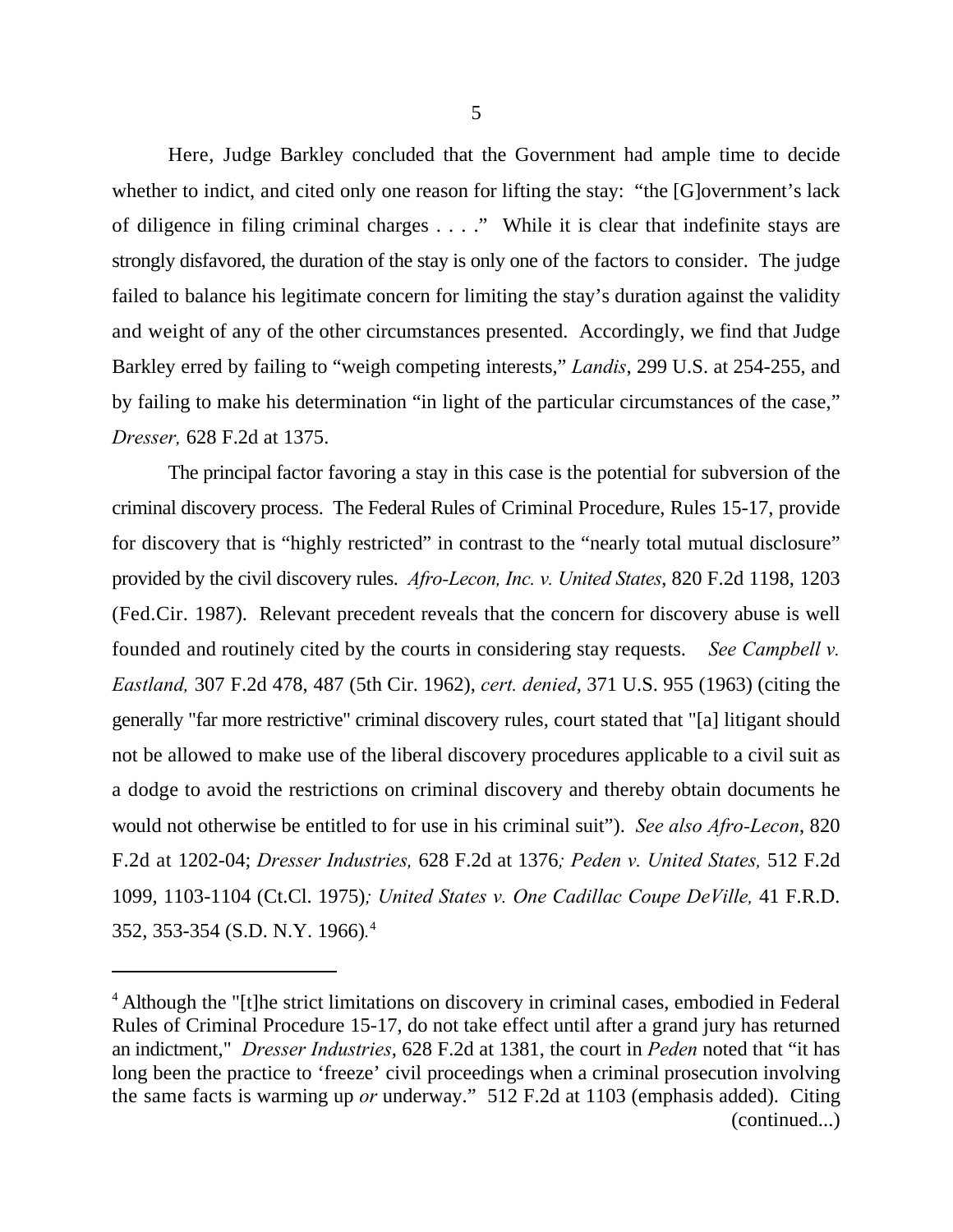Here, Judge Barkley concluded that the Government had ample time to decide whether to indict, and cited only one reason for lifting the stay: "the [G]overnment's lack of diligence in filing criminal charges . . . ." While it is clear that indefinite stays are strongly disfavored, the duration of the stay is only one of the factors to consider. The judge failed to balance his legitimate concern for limiting the stay's duration against the validity and weight of any of the other circumstances presented. Accordingly, we find that Judge Barkley erred by failing to "weigh competing interests," *Landis*, 299 U.S. at 254-255, and by failing to make his determination "in light of the particular circumstances of the case," *Dresser,* 628 F.2d at 1375.

The principal factor favoring a stay in this case is the potential for subversion of the criminal discovery process. The Federal Rules of Criminal Procedure, Rules 15-17, provide for discovery that is "highly restricted" in contrast to the "nearly total mutual disclosure" provided by the civil discovery rules. *Afro-Lecon, Inc. v. United States*, 820 F.2d 1198, 1203 (Fed.Cir. 1987). Relevant precedent reveals that the concern for discovery abuse is well founded and routinely cited by the courts in considering stay requests. *See Campbell v. Eastland,* 307 F.2d 478, 487 (5th Cir. 1962), *cert. denied*, 371 U.S. 955 (1963) (citing the generally "far more restrictive" criminal discovery rules, court stated that "[a] litigant should not be allowed to make use of the liberal discovery procedures applicable to a civil suit as a dodge to avoid the restrictions on criminal discovery and thereby obtain documents he would not otherwise be entitled to for use in his criminal suit"). *See also Afro-Lecon*, 820 F.2d at 1202-04; *Dresser Industries,* 628 F.2d at 1376*; Peden v. United States,* 512 F.2d 1099, 1103-1104 (Ct.Cl. 1975)*; United States v. One Cadillac Coupe DeVille,* 41 F.R.D. 352, 353-354 (S.D. N.Y. 1966).[4]

---

[4] Although the "[t]he strict limitations on discovery in criminal cases, embodied in Federal Rules of Criminal Procedure 15-17, do not take effect until after a grand jury has returned an indictment," *Dresser Industries*, 628 F.2d at 1381, the court in *Peden* noted that "it has long been the practice to 'freeze' civil proceedings when a criminal prosecution involving the same facts is warming up *or* underway." 512 F.2d at 1103 (emphasis added). Citing (continued...)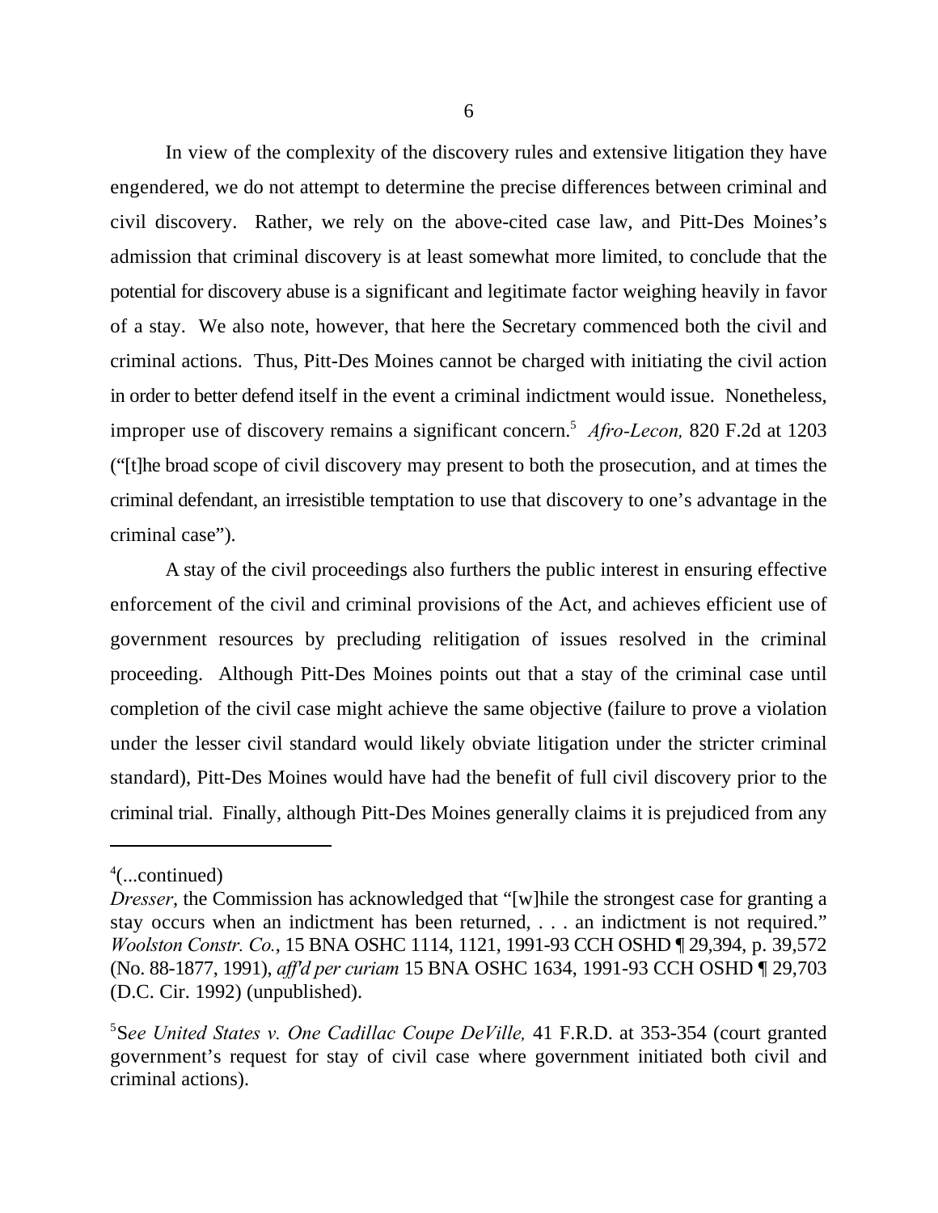In view of the complexity of the discovery rules and extensive litigation they have engendered, we do not attempt to determine the precise differences between criminal and civil discovery. Rather, we rely on the above-cited case law, and Pitt-Des Moines's admission that criminal discovery is at least somewhat more limited, to conclude that the potential for discovery abuse is a significant and legitimate factor weighing heavily in favor of a stay. We also note, however, that here the Secretary commenced both the civil and criminal actions. Thus, Pitt-Des Moines cannot be charged with initiating the civil action in order to better defend itself in the event a criminal indictment would issue. Nonetheless, improper use of discovery remains a significant concern.[5] *Afro-Lecon,* 820 F.2d at 1203 ("[t]he broad scope of civil discovery may present to both the prosecution, and at times the criminal defendant, an irresistible temptation to use that discovery to one's advantage in the criminal case").

A stay of the civil proceedings also furthers the public interest in ensuring effective enforcement of the civil and criminal provisions of the Act, and achieves efficient use of government resources by precluding relitigation of issues resolved in the criminal proceeding. Although Pitt-Des Moines points out that a stay of the criminal case until completion of the civil case might achieve the same objective (failure to prove a violation under the lesser civil standard would likely obviate litigation under the stricter criminal standard), Pitt-Des Moines would have had the benefit of full civil discovery prior to the criminal trial. Finally, although Pitt-Des Moines generally claims it is prejudiced from any

---

[4](...continued)
*Dresser*, the Commission has acknowledged that "[w]hile the strongest case for granting a stay occurs when an indictment has been returned, . . . an indictment is not required." *Woolston Constr. Co.*, 15 BNA OSHC 1114, 1121, 1991-93 CCH OSHD ¶ 29,394, p. 39,572 (No. 88-1877, 1991), *aff'd per curiam* 15 BNA OSHC 1634, 1991-93 CCH OSHD ¶ 29,703 (D.C. Cir. 1992) (unpublished).

[5]S*ee United States v. One Cadillac Coupe DeVille,* 41 F.R.D. at 353-354 (court granted government's request for stay of civil case where government initiated both civil and criminal actions).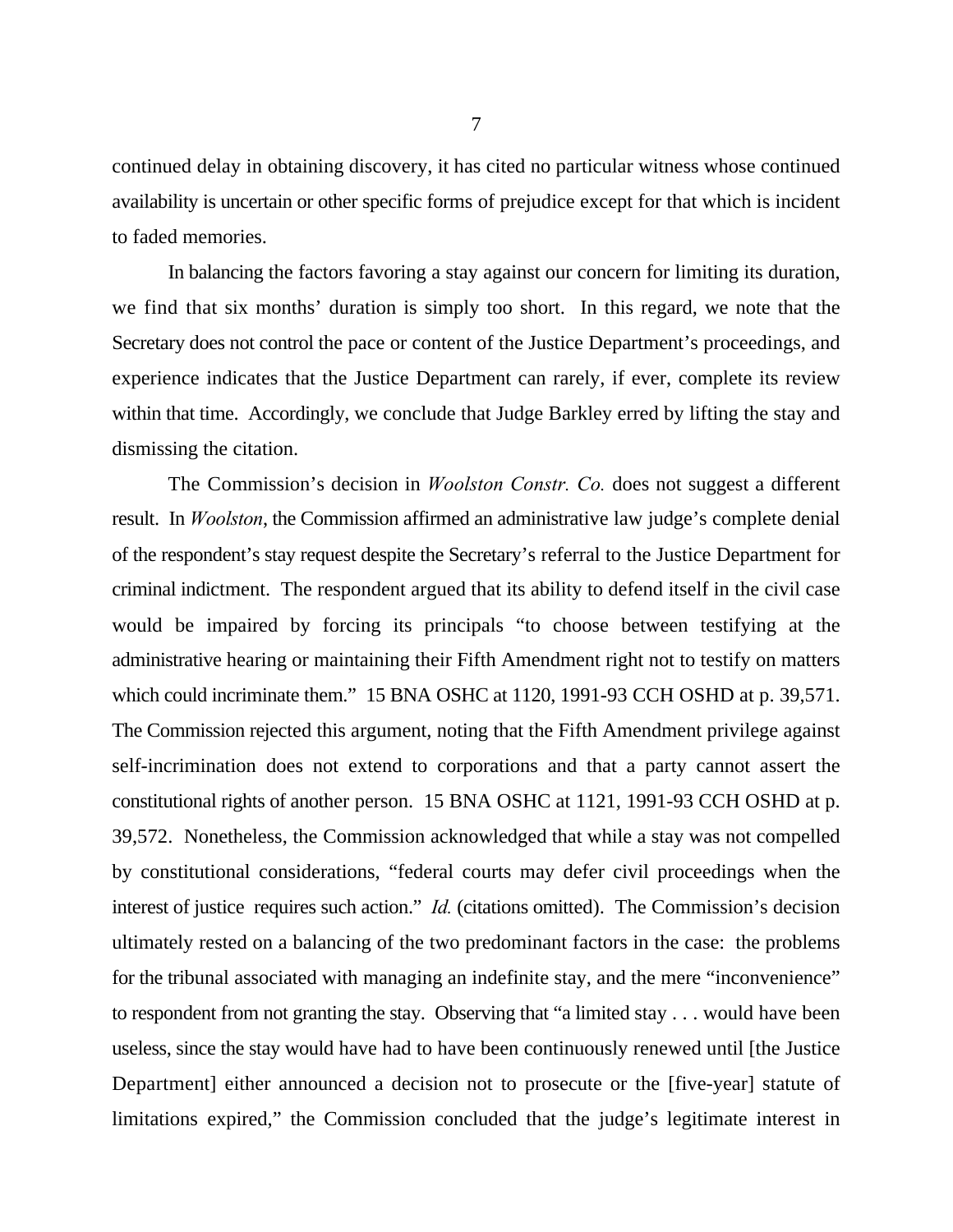continued delay in obtaining discovery, it has cited no particular witness whose continued availability is uncertain or other specific forms of prejudice except for that which is incident to faded memories.

In balancing the factors favoring a stay against our concern for limiting its duration, we find that six months' duration is simply too short. In this regard, we note that the Secretary does not control the pace or content of the Justice Department's proceedings, and experience indicates that the Justice Department can rarely, if ever, complete its review within that time. Accordingly, we conclude that Judge Barkley erred by lifting the stay and dismissing the citation.

The Commission's decision in *Woolston Constr. Co.* does not suggest a different result. In *Woolston*, the Commission affirmed an administrative law judge's complete denial of the respondent's stay request despite the Secretary's referral to the Justice Department for criminal indictment. The respondent argued that its ability to defend itself in the civil case would be impaired by forcing its principals "to choose between testifying at the administrative hearing or maintaining their Fifth Amendment right not to testify on matters which could incriminate them." 15 BNA OSHC at 1120, 1991-93 CCH OSHD at p. 39,571. The Commission rejected this argument, noting that the Fifth Amendment privilege against self-incrimination does not extend to corporations and that a party cannot assert the constitutional rights of another person. 15 BNA OSHC at 1121, 1991-93 CCH OSHD at p. 39,572. Nonetheless, the Commission acknowledged that while a stay was not compelled by constitutional considerations, "federal courts may defer civil proceedings when the interest of justice requires such action." *Id.* (citations omitted). The Commission's decision ultimately rested on a balancing of the two predominant factors in the case: the problems for the tribunal associated with managing an indefinite stay, and the mere "inconvenience" to respondent from not granting the stay. Observing that "a limited stay . . . would have been useless, since the stay would have had to have been continuously renewed until [the Justice Department] either announced a decision not to prosecute or the [five-year] statute of limitations expired," the Commission concluded that the judge's legitimate interest in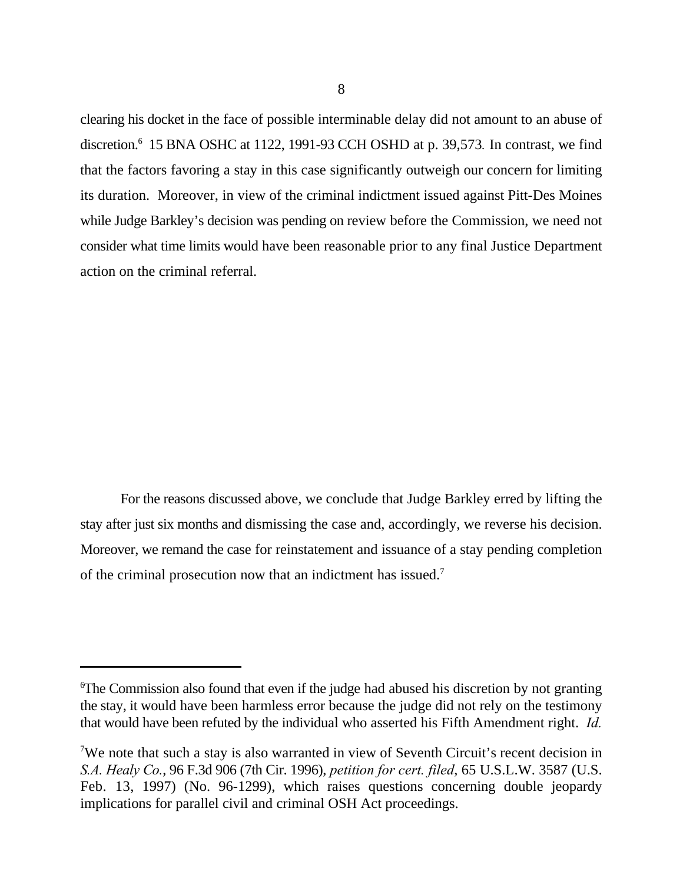clearing his docket in the face of possible interminable delay did not amount to an abuse of discretion.[6] 15 BNA OSHC at 1122, 1991-93 CCH OSHD at p. 39,573. In contrast, we find that the factors favoring a stay in this case significantly outweigh our concern for limiting its duration. Moreover, in view of the criminal indictment issued against Pitt-Des Moines while Judge Barkley's decision was pending on review before the Commission, we need not consider what time limits would have been reasonable prior to any final Justice Department action on the criminal referral.

For the reasons discussed above, we conclude that Judge Barkley erred by lifting the stay after just six months and dismissing the case and, accordingly, we reverse his decision. Moreover, we remand the case for reinstatement and issuance of a stay pending completion of the criminal prosecution now that an indictment has issued.[7]

---

[6]The Commission also found that even if the judge had abused his discretion by not granting the stay, it would have been harmless error because the judge did not rely on the testimony that would have been refuted by the individual who asserted his Fifth Amendment right. *Id.*

[7]We note that such a stay is also warranted in view of Seventh Circuit's recent decision in *S.A. Healy Co.*, 96 F.3d 906 (7th Cir. 1996), *petition for cert. filed*, 65 U.S.L.W. 3587 (U.S. Feb. 13, 1997) (No. 96-1299), which raises questions concerning double jeopardy implications for parallel civil and criminal OSH Act proceedings.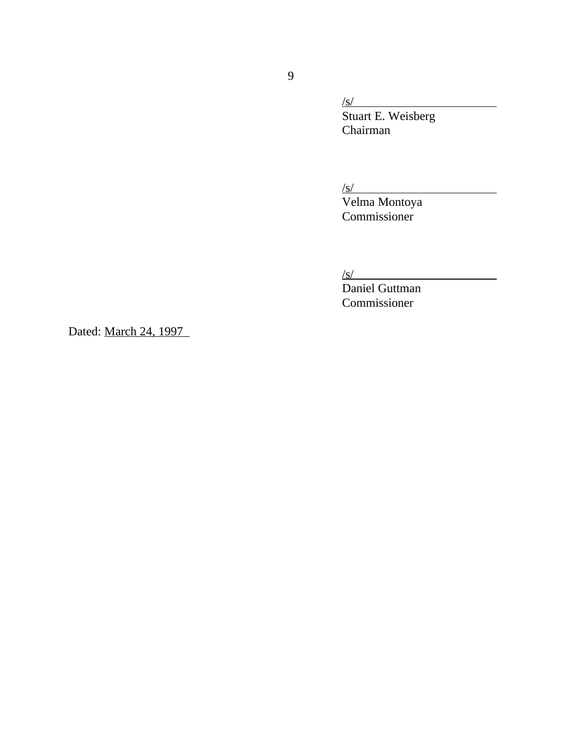/s/
Stuart E. Weisberg
Chairman

/s/
Velma Montoya
Commissioner

/s/
Daniel Guttman
Commissioner

Dated: March 24, 1997